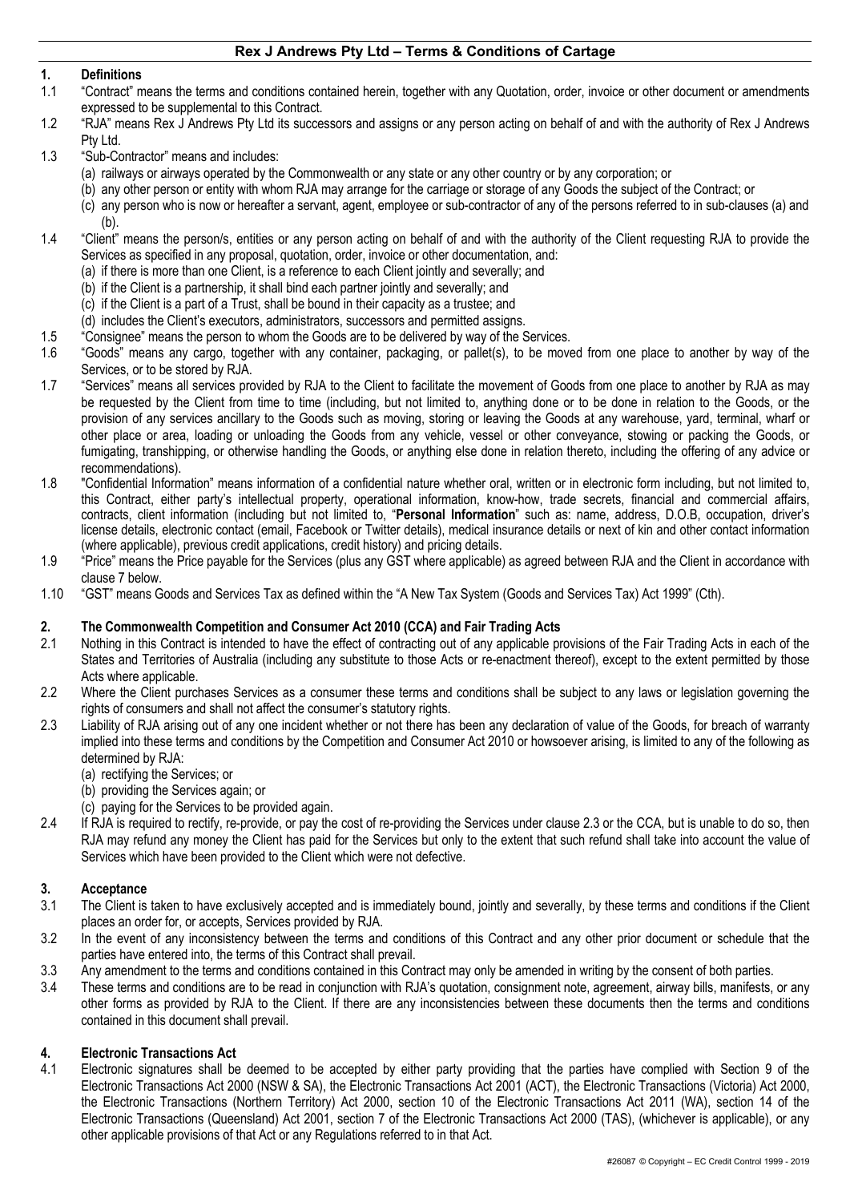# Rex J Andrews Pty Ltd – Terms & Conditions of Cartage

## 1. Definitions

1.1 "Contract" means the terms and conditions contained herein, together with any Quotation, order, invoice or other document or amendments expressed to be supplemental to this Contract.

1.2 "RJA" means Rex J Andrews Pty Ltd its successors and assigns or any person acting on behalf of and with the authority of Rex J Andrews Pty Ltd.

1.3 "Sub-Contractor" means and includes:
(a) railways or airways operated by the Commonwealth or any state or any other country or by any corporation; or
(b) any other person or entity with whom RJA may arrange for the carriage or storage of any Goods the subject of the Contract; or
(c) any person who is now or hereafter a servant, agent, employee or sub-contractor of any of the persons referred to in sub-clauses (a) and (b).

1.4 "Client" means the person/s, entities or any person acting on behalf of and with the authority of the Client requesting RJA to provide the Services as specified in any proposal, quotation, order, invoice or other documentation, and:
(a) if there is more than one Client, is a reference to each Client jointly and severally; and
(b) if the Client is a partnership, it shall bind each partner jointly and severally; and
(c) if the Client is a part of a Trust, shall be bound in their capacity as a trustee; and
(d) includes the Client's executors, administrators, successors and permitted assigns.

1.5 "Consignee" means the person to whom the Goods are to be delivered by way of the Services.

1.6 "Goods" means any cargo, together with any container, packaging, or pallet(s), to be moved from one place to another by way of the Services, or to be stored by RJA.

1.7 "Services" means all services provided by RJA to the Client to facilitate the movement of Goods from one place to another by RJA as may be requested by the Client from time to time (including, but not limited to, anything done or to be done in relation to the Goods, or the provision of any services ancillary to the Goods such as moving, storing or leaving the Goods at any warehouse, yard, terminal, wharf or other place or area, loading or unloading the Goods from any vehicle, vessel or other conveyance, stowing or packing the Goods, or fumigating, transhipping, or otherwise handling the Goods, or anything else done in relation thereto, including the offering of any advice or recommendations).

1.8 "Confidential Information" means information of a confidential nature whether oral, written or in electronic form including, but not limited to, this Contract, either party's intellectual property, operational information, know-how, trade secrets, financial and commercial affairs, contracts, client information (including but not limited to, "**Personal Information**" such as: name, address, D.O.B, occupation, driver's license details, electronic contact (email, Facebook or Twitter details), medical insurance details or next of kin and other contact information (where applicable), previous credit applications, credit history) and pricing details.

1.9 "Price" means the Price payable for the Services (plus any GST where applicable) as agreed between RJA and the Client in accordance with clause 7 below.

1.10 "GST" means Goods and Services Tax as defined within the "A New Tax System (Goods and Services Tax) Act 1999" (Cth).

## 2. The Commonwealth Competition and Consumer Act 2010 (CCA) and Fair Trading Acts

2.1 Nothing in this Contract is intended to have the effect of contracting out of any applicable provisions of the Fair Trading Acts in each of the States and Territories of Australia (including any substitute to those Acts or re-enactment thereof), except to the extent permitted by those Acts where applicable.

2.2 Where the Client purchases Services as a consumer these terms and conditions shall be subject to any laws or legislation governing the rights of consumers and shall not affect the consumer's statutory rights.

2.3 Liability of RJA arising out of any one incident whether or not there has been any declaration of value of the Goods, for breach of warranty implied into these terms and conditions by the Competition and Consumer Act 2010 or howsoever arising, is limited to any of the following as determined by RJA:
(a) rectifying the Services; or
(b) providing the Services again; or
(c) paying for the Services to be provided again.

2.4 If RJA is required to rectify, re-provide, or pay the cost of re-providing the Services under clause 2.3 or the CCA, but is unable to do so, then RJA may refund any money the Client has paid for the Services but only to the extent that such refund shall take into account the value of Services which have been provided to the Client which were not defective.

## 3. Acceptance

3.1 The Client is taken to have exclusively accepted and is immediately bound, jointly and severally, by these terms and conditions if the Client places an order for, or accepts, Services provided by RJA.

3.2 In the event of any inconsistency between the terms and conditions of this Contract and any other prior document or schedule that the parties have entered into, the terms of this Contract shall prevail.

3.3 Any amendment to the terms and conditions contained in this Contract may only be amended in writing by the consent of both parties.

3.4 These terms and conditions are to be read in conjunction with RJA's quotation, consignment note, agreement, airway bills, manifests, or any other forms as provided by RJA to the Client. If there are any inconsistencies between these documents then the terms and conditions contained in this document shall prevail.

## 4. Electronic Transactions Act

4.1 Electronic signatures shall be deemed to be accepted by either party providing that the parties have complied with Section 9 of the Electronic Transactions Act 2000 (NSW & SA), the Electronic Transactions Act 2001 (ACT), the Electronic Transactions (Victoria) Act 2000, the Electronic Transactions (Northern Territory) Act 2000, section 10 of the Electronic Transactions Act 2011 (WA), section 14 of the Electronic Transactions (Queensland) Act 2001, section 7 of the Electronic Transactions Act 2000 (TAS), (whichever is applicable), or any other applicable provisions of that Act or any Regulations referred to in that Act.

#26087 © Copyright – EC Credit Control 1999 - 2019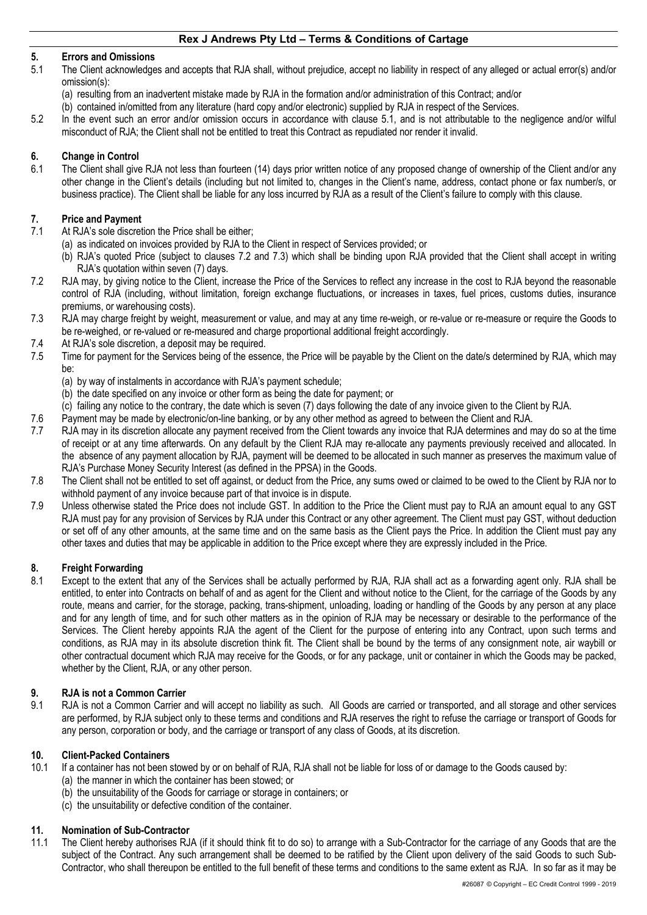## 5. Errors and Omissions

5.1 The Client acknowledges and accepts that RJA shall, without prejudice, accept no liability in respect of any alleged or actual error(s) and/or omission(s):

(a) resulting from an inadvertent mistake made by RJA in the formation and/or administration of this Contract; and/or

(b) contained in/omitted from any literature (hard copy and/or electronic) supplied by RJA in respect of the Services.

5.2 In the event such an error and/or omission occurs in accordance with clause 5.1, and is not attributable to the negligence and/or wilful misconduct of RJA; the Client shall not be entitled to treat this Contract as repudiated nor render it invalid.

## 6. Change in Control

6.1 The Client shall give RJA not less than fourteen (14) days prior written notice of any proposed change of ownership of the Client and/or any other change in the Client's details (including but not limited to, changes in the Client's name, address, contact phone or fax number/s, or business practice). The Client shall be liable for any loss incurred by RJA as a result of the Client's failure to comply with this clause.

## 7. Price and Payment

7.1 At RJA's sole discretion the Price shall be either;

(a) as indicated on invoices provided by RJA to the Client in respect of Services provided; or

(b) RJA's quoted Price (subject to clauses 7.2 and 7.3) which shall be binding upon RJA provided that the Client shall accept in writing RJA's quotation within seven (7) days.

7.2 RJA may, by giving notice to the Client, increase the Price of the Services to reflect any increase in the cost to RJA beyond the reasonable control of RJA (including, without limitation, foreign exchange fluctuations, or increases in taxes, fuel prices, customs duties, insurance premiums, or warehousing costs).

7.3 RJA may charge freight by weight, measurement or value, and may at any time re-weigh, or re-value or re-measure or require the Goods to be re-weighed, or re-valued or re-measured and charge proportional additional freight accordingly.

7.4 At RJA's sole discretion, a deposit may be required.

7.5 Time for payment for the Services being of the essence, the Price will be payable by the Client on the date/s determined by RJA, which may be:

(a) by way of instalments in accordance with RJA's payment schedule;

(b) the date specified on any invoice or other form as being the date for payment; or

(c) failing any notice to the contrary, the date which is seven (7) days following the date of any invoice given to the Client by RJA.

7.6 Payment may be made by electronic/on-line banking, or by any other method as agreed to between the Client and RJA.

7.7 RJA may in its discretion allocate any payment received from the Client towards any invoice that RJA determines and may do so at the time of receipt or at any time afterwards. On any default by the Client RJA may re-allocate any payments previously received and allocated. In the absence of any payment allocation by RJA, payment will be deemed to be allocated in such manner as preserves the maximum value of RJA's Purchase Money Security Interest (as defined in the PPSA) in the Goods.

7.8 The Client shall not be entitled to set off against, or deduct from the Price, any sums owed or claimed to be owed to the Client by RJA nor to withhold payment of any invoice because part of that invoice is in dispute.

7.9 Unless otherwise stated the Price does not include GST. In addition to the Price the Client must pay to RJA an amount equal to any GST RJA must pay for any provision of Services by RJA under this Contract or any other agreement. The Client must pay GST, without deduction or set off of any other amounts, at the same time and on the same basis as the Client pays the Price. In addition the Client must pay any other taxes and duties that may be applicable in addition to the Price except where they are expressly included in the Price.

## 8. Freight Forwarding

8.1 Except to the extent that any of the Services shall be actually performed by RJA, RJA shall act as a forwarding agent only. RJA shall be entitled, to enter into Contracts on behalf of and as agent for the Client and without notice to the Client, for the carriage of the Goods by any route, means and carrier, for the storage, packing, trans-shipment, unloading, loading or handling of the Goods by any person at any place and for any length of time, and for such other matters as in the opinion of RJA may be necessary or desirable to the performance of the Services. The Client hereby appoints RJA the agent of the Client for the purpose of entering into any Contract, upon such terms and conditions, as RJA may in its absolute discretion think fit. The Client shall be bound by the terms of any consignment note, air waybill or other contractual document which RJA may receive for the Goods, or for any package, unit or container in which the Goods may be packed, whether by the Client, RJA, or any other person.

## 9. RJA is not a Common Carrier

9.1 RJA is not a Common Carrier and will accept no liability as such. All Goods are carried or transported, and all storage and other services are performed, by RJA subject only to these terms and conditions and RJA reserves the right to refuse the carriage or transport of Goods for any person, corporation or body, and the carriage or transport of any class of Goods, at its discretion.

## 10. Client-Packed Containers

10.1 If a container has not been stowed by or on behalf of RJA, RJA shall not be liable for loss of or damage to the Goods caused by:

(a) the manner in which the container has been stowed; or

(b) the unsuitability of the Goods for carriage or storage in containers; or

(c) the unsuitability or defective condition of the container.

## 11. Nomination of Sub-Contractor

11.1 The Client hereby authorises RJA (if it should think fit to do so) to arrange with a Sub-Contractor for the carriage of any Goods that are the subject of the Contract. Any such arrangement shall be deemed to be ratified by the Client upon delivery of the said Goods to such Sub-Contractor, who shall thereupon be entitled to the full benefit of these terms and conditions to the same extent as RJA. In so far as it may be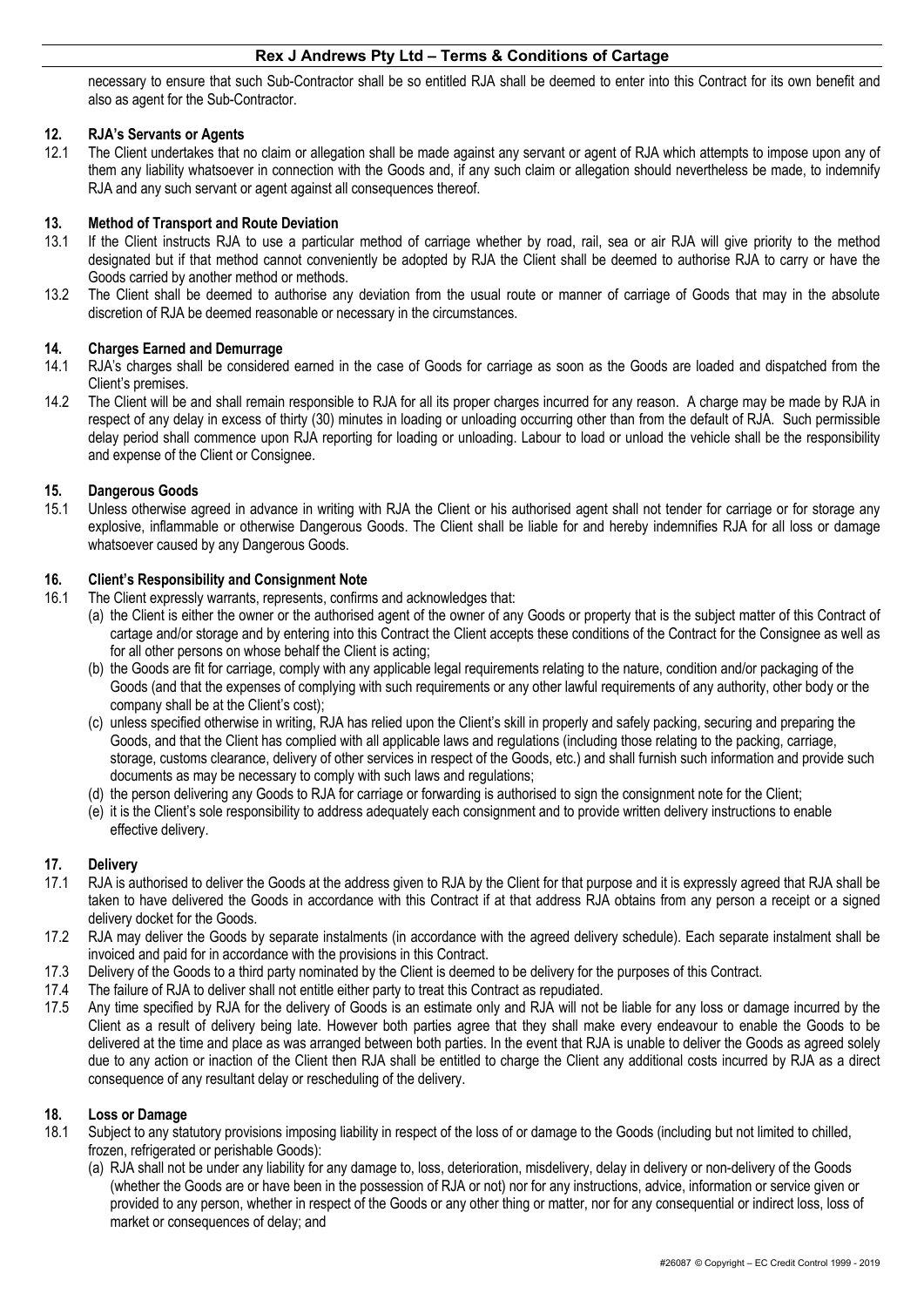necessary to ensure that such Sub-Contractor shall be so entitled RJA shall be deemed to enter into this Contract for its own benefit and also as agent for the Sub-Contractor.

## 12. RJA's Servants or Agents

12.1 The Client undertakes that no claim or allegation shall be made against any servant or agent of RJA which attempts to impose upon any of them any liability whatsoever in connection with the Goods and, if any such claim or allegation should nevertheless be made, to indemnify RJA and any such servant or agent against all consequences thereof.

## 13. Method of Transport and Route Deviation

13.1 If the Client instructs RJA to use a particular method of carriage whether by road, rail, sea or air RJA will give priority to the method designated but if that method cannot conveniently be adopted by RJA the Client shall be deemed to authorise RJA to carry or have the Goods carried by another method or methods.

13.2 The Client shall be deemed to authorise any deviation from the usual route or manner of carriage of Goods that may in the absolute discretion of RJA be deemed reasonable or necessary in the circumstances.

## 14. Charges Earned and Demurrage

14.1 RJA's charges shall be considered earned in the case of Goods for carriage as soon as the Goods are loaded and dispatched from the Client's premises.

14.2 The Client will be and shall remain responsible to RJA for all its proper charges incurred for any reason. A charge may be made by RJA in respect of any delay in excess of thirty (30) minutes in loading or unloading occurring other than from the default of RJA. Such permissible delay period shall commence upon RJA reporting for loading or unloading. Labour to load or unload the vehicle shall be the responsibility and expense of the Client or Consignee.

## 15. Dangerous Goods

15.1 Unless otherwise agreed in advance in writing with RJA the Client or his authorised agent shall not tender for carriage or for storage any explosive, inflammable or otherwise Dangerous Goods. The Client shall be liable for and hereby indemnifies RJA for all loss or damage whatsoever caused by any Dangerous Goods.

## 16. Client's Responsibility and Consignment Note

16.1 The Client expressly warrants, represents, confirms and acknowledges that:

(a) the Client is either the owner or the authorised agent of the owner of any Goods or property that is the subject matter of this Contract of cartage and/or storage and by entering into this Contract the Client accepts these conditions of the Contract for the Consignee as well as for all other persons on whose behalf the Client is acting;

(b) the Goods are fit for carriage, comply with any applicable legal requirements relating to the nature, condition and/or packaging of the Goods (and that the expenses of complying with such requirements or any other lawful requirements of any authority, other body or the company shall be at the Client's cost);

(c) unless specified otherwise in writing, RJA has relied upon the Client's skill in properly and safely packing, securing and preparing the Goods, and that the Client has complied with all applicable laws and regulations (including those relating to the packing, carriage, storage, customs clearance, delivery of other services in respect of the Goods, etc.) and shall furnish such information and provide such documents as may be necessary to comply with such laws and regulations;

(d) the person delivering any Goods to RJA for carriage or forwarding is authorised to sign the consignment note for the Client;

(e) it is the Client's sole responsibility to address adequately each consignment and to provide written delivery instructions to enable effective delivery.

## 17. Delivery

17.1 RJA is authorised to deliver the Goods at the address given to RJA by the Client for that purpose and it is expressly agreed that RJA shall be taken to have delivered the Goods in accordance with this Contract if at that address RJA obtains from any person a receipt or a signed delivery docket for the Goods.

17.2 RJA may deliver the Goods by separate instalments (in accordance with the agreed delivery schedule). Each separate instalment shall be invoiced and paid for in accordance with the provisions in this Contract.

17.3 Delivery of the Goods to a third party nominated by the Client is deemed to be delivery for the purposes of this Contract.

17.4 The failure of RJA to deliver shall not entitle either party to treat this Contract as repudiated.

17.5 Any time specified by RJA for the delivery of Goods is an estimate only and RJA will not be liable for any loss or damage incurred by the Client as a result of delivery being late. However both parties agree that they shall make every endeavour to enable the Goods to be delivered at the time and place as was arranged between both parties. In the event that RJA is unable to deliver the Goods as agreed solely due to any action or inaction of the Client then RJA shall be entitled to charge the Client any additional costs incurred by RJA as a direct consequence of any resultant delay or rescheduling of the delivery.

## 18. Loss or Damage

18.1 Subject to any statutory provisions imposing liability in respect of the loss of or damage to the Goods (including but not limited to chilled, frozen, refrigerated or perishable Goods):

(a) RJA shall not be under any liability for any damage to, loss, deterioration, misdelivery, delay in delivery or non-delivery of the Goods (whether the Goods are or have been in the possession of RJA or not) nor for any instructions, advice, information or service given or provided to any person, whether in respect of the Goods or any other thing or matter, nor for any consequential or indirect loss, loss of market or consequences of delay; and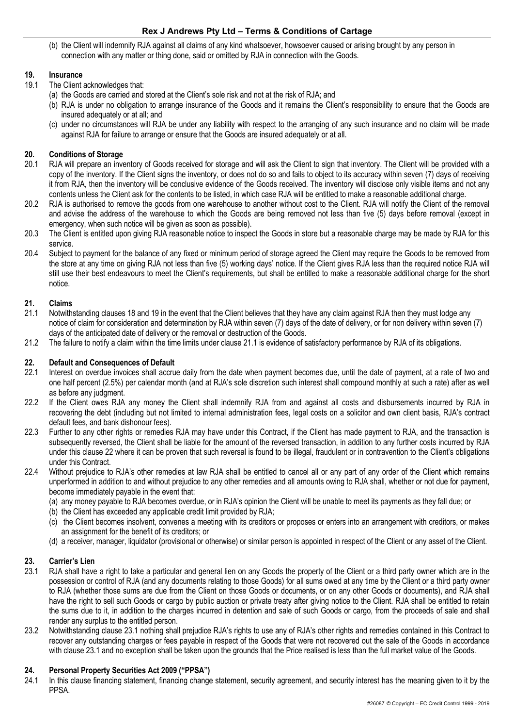(b) the Client will indemnify RJA against all claims of any kind whatsoever, howsoever caused or arising brought by any person in connection with any matter or thing done, said or omitted by RJA in connection with the Goods.

## 19. Insurance

19.1 The Client acknowledges that:

(a) the Goods are carried and stored at the Client's sole risk and not at the risk of RJA; and

(b) RJA is under no obligation to arrange insurance of the Goods and it remains the Client's responsibility to ensure that the Goods are insured adequately or at all; and

(c) under no circumstances will RJA be under any liability with respect to the arranging of any such insurance and no claim will be made against RJA for failure to arrange or ensure that the Goods are insured adequately or at all.

## 20. Conditions of Storage

20.1 RJA will prepare an inventory of Goods received for storage and will ask the Client to sign that inventory. The Client will be provided with a copy of the inventory. If the Client signs the inventory, or does not do so and fails to object to its accuracy within seven (7) days of receiving it from RJA, then the inventory will be conclusive evidence of the Goods received. The inventory will disclose only visible items and not any contents unless the Client ask for the contents to be listed, in which case RJA will be entitled to make a reasonable additional charge.

20.2 RJA is authorised to remove the goods from one warehouse to another without cost to the Client. RJA will notify the Client of the removal and advise the address of the warehouse to which the Goods are being removed not less than five (5) days before removal (except in emergency, when such notice will be given as soon as possible).

20.3 The Client is entitled upon giving RJA reasonable notice to inspect the Goods in store but a reasonable charge may be made by RJA for this service.

20.4 Subject to payment for the balance of any fixed or minimum period of storage agreed the Client may require the Goods to be removed from the store at any time on giving RJA not less than five (5) working days' notice. If the Client gives RJA less than the required notice RJA will still use their best endeavours to meet the Client's requirements, but shall be entitled to make a reasonable additional charge for the short notice.

## 21. Claims

21.1 Notwithstanding clauses 18 and 19 in the event that the Client believes that they have any claim against RJA then they must lodge any notice of claim for consideration and determination by RJA within seven (7) days of the date of delivery, or for non delivery within seven (7) days of the anticipated date of delivery or the removal or destruction of the Goods.

21.2 The failure to notify a claim within the time limits under clause 21.1 is evidence of satisfactory performance by RJA of its obligations.

## 22. Default and Consequences of Default

22.1 Interest on overdue invoices shall accrue daily from the date when payment becomes due, until the date of payment, at a rate of two and one half percent (2.5%) per calendar month (and at RJA's sole discretion such interest shall compound monthly at such a rate) after as well as before any judgment.

22.2 If the Client owes RJA any money the Client shall indemnify RJA from and against all costs and disbursements incurred by RJA in recovering the debt (including but not limited to internal administration fees, legal costs on a solicitor and own client basis, RJA's contract default fees, and bank dishonour fees).

22.3 Further to any other rights or remedies RJA may have under this Contract, if the Client has made payment to RJA, and the transaction is subsequently reversed, the Client shall be liable for the amount of the reversed transaction, in addition to any further costs incurred by RJA under this clause 22 where it can be proven that such reversal is found to be illegal, fraudulent or in contravention to the Client's obligations under this Contract.

22.4 Without prejudice to RJA's other remedies at law RJA shall be entitled to cancel all or any part of any order of the Client which remains unperformed in addition to and without prejudice to any other remedies and all amounts owing to RJA shall, whether or not due for payment, become immediately payable in the event that:

(a) any money payable to RJA becomes overdue, or in RJA's opinion the Client will be unable to meet its payments as they fall due; or

(b) the Client has exceeded any applicable credit limit provided by RJA;

(c) the Client becomes insolvent, convenes a meeting with its creditors or proposes or enters into an arrangement with creditors, or makes an assignment for the benefit of its creditors; or

(d) a receiver, manager, liquidator (provisional or otherwise) or similar person is appointed in respect of the Client or any asset of the Client.

## 23. Carrier's Lien

23.1 RJA shall have a right to take a particular and general lien on any Goods the property of the Client or a third party owner which are in the possession or control of RJA (and any documents relating to those Goods) for all sums owed at any time by the Client or a third party owner to RJA (whether those sums are due from the Client on those Goods or documents, or on any other Goods or documents), and RJA shall have the right to sell such Goods or cargo by public auction or private treaty after giving notice to the Client. RJA shall be entitled to retain the sums due to it, in addition to the charges incurred in detention and sale of such Goods or cargo, from the proceeds of sale and shall render any surplus to the entitled person.

23.2 Notwithstanding clause 23.1 nothing shall prejudice RJA's rights to use any of RJA's other rights and remedies contained in this Contract to recover any outstanding charges or fees payable in respect of the Goods that were not recovered out the sale of the Goods in accordance with clause 23.1 and no exception shall be taken upon the grounds that the Price realised is less than the full market value of the Goods.

## 24. Personal Property Securities Act 2009 ("PPSA")

24.1 In this clause financing statement, financing change statement, security agreement, and security interest has the meaning given to it by the PPSA.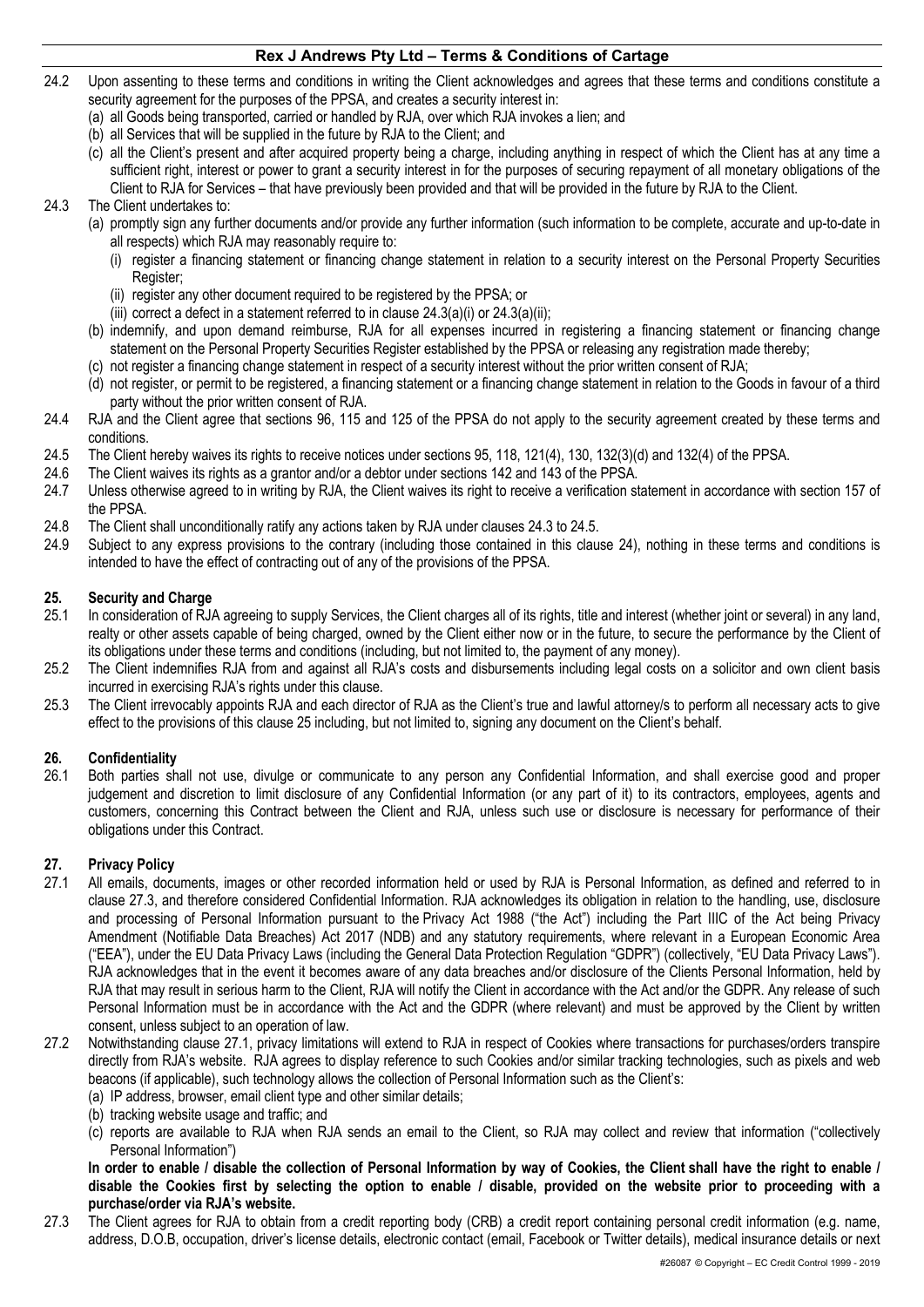24.2 Upon assenting to these terms and conditions in writing the Client acknowledges and agrees that these terms and conditions constitute a security agreement for the purposes of the PPSA, and creates a security interest in:

(a) all Goods being transported, carried or handled by RJA, over which RJA invokes a lien; and

(b) all Services that will be supplied in the future by RJA to the Client; and

(c) all the Client's present and after acquired property being a charge, including anything in respect of which the Client has at any time a sufficient right, interest or power to grant a security interest in for the purposes of securing repayment of all monetary obligations of the Client to RJA for Services – that have previously been provided and that will be provided in the future by RJA to the Client.

24.3 The Client undertakes to:

(a) promptly sign any further documents and/or provide any further information (such information to be complete, accurate and up-to-date in all respects) which RJA may reasonably require to:

(i) register a financing statement or financing change statement in relation to a security interest on the Personal Property Securities Register;

(ii) register any other document required to be registered by the PPSA; or

(iii) correct a defect in a statement referred to in clause 24.3(a)(i) or 24.3(a)(ii);

(b) indemnify, and upon demand reimburse, RJA for all expenses incurred in registering a financing statement or financing change statement on the Personal Property Securities Register established by the PPSA or releasing any registration made thereby;

(c) not register a financing change statement in respect of a security interest without the prior written consent of RJA;

(d) not register, or permit to be registered, a financing statement or a financing change statement in relation to the Goods in favour of a third party without the prior written consent of RJA.

24.4 RJA and the Client agree that sections 96, 115 and 125 of the PPSA do not apply to the security agreement created by these terms and conditions.

24.5 The Client hereby waives its rights to receive notices under sections 95, 118, 121(4), 130, 132(3)(d) and 132(4) of the PPSA.

24.6 The Client waives its rights as a grantor and/or a debtor under sections 142 and 143 of the PPSA.

24.7 Unless otherwise agreed to in writing by RJA, the Client waives its right to receive a verification statement in accordance with section 157 of the PPSA.

24.8 The Client shall unconditionally ratify any actions taken by RJA under clauses 24.3 to 24.5.

24.9 Subject to any express provisions to the contrary (including those contained in this clause 24), nothing in these terms and conditions is intended to have the effect of contracting out of any of the provisions of the PPSA.

## 25. Security and Charge

25.1 In consideration of RJA agreeing to supply Services, the Client charges all of its rights, title and interest (whether joint or several) in any land, realty or other assets capable of being charged, owned by the Client either now or in the future, to secure the performance by the Client of its obligations under these terms and conditions (including, but not limited to, the payment of any money).

25.2 The Client indemnifies RJA from and against all RJA's costs and disbursements including legal costs on a solicitor and own client basis incurred in exercising RJA's rights under this clause.

25.3 The Client irrevocably appoints RJA and each director of RJA as the Client's true and lawful attorney/s to perform all necessary acts to give effect to the provisions of this clause 25 including, but not limited to, signing any document on the Client's behalf.

## 26. Confidentiality

26.1 Both parties shall not use, divulge or communicate to any person any Confidential Information, and shall exercise good and proper judgement and discretion to limit disclosure of any Confidential Information (or any part of it) to its contractors, employees, agents and customers, concerning this Contract between the Client and RJA, unless such use or disclosure is necessary for performance of their obligations under this Contract.

## 27. Privacy Policy

27.1 All emails, documents, images or other recorded information held or used by RJA is Personal Information, as defined and referred to in clause 27.3, and therefore considered Confidential Information. RJA acknowledges its obligation in relation to the handling, use, disclosure and processing of Personal Information pursuant to the Privacy Act 1988 ("the Act") including the Part IIIC of the Act being Privacy Amendment (Notifiable Data Breaches) Act 2017 (NDB) and any statutory requirements, where relevant in a European Economic Area ("EEA"), under the EU Data Privacy Laws (including the General Data Protection Regulation "GDPR") (collectively, "EU Data Privacy Laws"). RJA acknowledges that in the event it becomes aware of any data breaches and/or disclosure of the Clients Personal Information, held by RJA that may result in serious harm to the Client, RJA will notify the Client in accordance with the Act and/or the GDPR. Any release of such Personal Information must be in accordance with the Act and the GDPR (where relevant) and must be approved by the Client by written consent, unless subject to an operation of law.

27.2 Notwithstanding clause 27.1, privacy limitations will extend to RJA in respect of Cookies where transactions for purchases/orders transpire directly from RJA's website. RJA agrees to display reference to such Cookies and/or similar tracking technologies, such as pixels and web beacons (if applicable), such technology allows the collection of Personal Information such as the Client's:

(a) IP address, browser, email client type and other similar details;

(b) tracking website usage and traffic; and

(c) reports are available to RJA when RJA sends an email to the Client, so RJA may collect and review that information ("collectively Personal Information")

**In order to enable / disable the collection of Personal Information by way of Cookies, the Client shall have the right to enable / disable the Cookies first by selecting the option to enable / disable, provided on the website prior to proceeding with a purchase/order via RJA's website.**

27.3 The Client agrees for RJA to obtain from a credit reporting body (CRB) a credit report containing personal credit information (e.g. name, address, D.O.B, occupation, driver's license details, electronic contact (email, Facebook or Twitter details), medical insurance details or next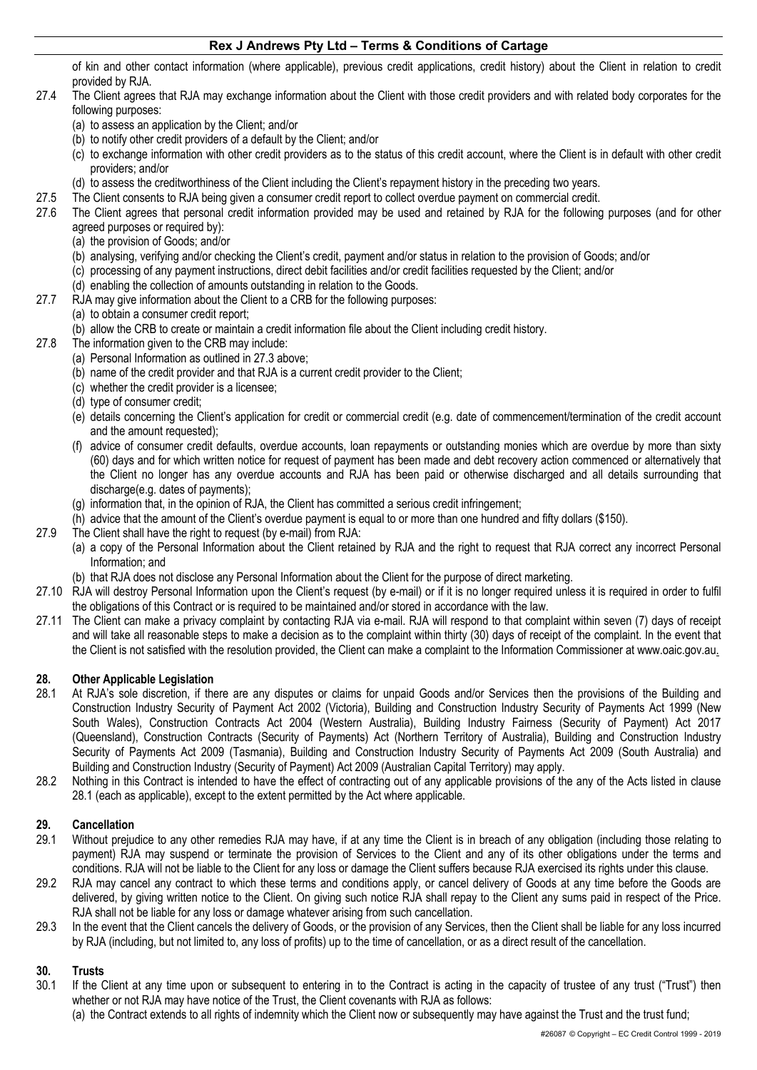of kin and other contact information (where applicable), previous credit applications, credit history) about the Client in relation to credit provided by RJA.

27.4 The Client agrees that RJA may exchange information about the Client with those credit providers and with related body corporates for the following purposes:

(a) to assess an application by the Client; and/or
(b) to notify other credit providers of a default by the Client; and/or
(c) to exchange information with other credit providers as to the status of this credit account, where the Client is in default with other credit providers; and/or
(d) to assess the creditworthiness of the Client including the Client's repayment history in the preceding two years.

27.5 The Client consents to RJA being given a consumer credit report to collect overdue payment on commercial credit.

27.6 The Client agrees that personal credit information provided may be used and retained by RJA for the following purposes (and for other agreed purposes or required by):

(a) the provision of Goods; and/or
(b) analysing, verifying and/or checking the Client's credit, payment and/or status in relation to the provision of Goods; and/or
(c) processing of any payment instructions, direct debit facilities and/or credit facilities requested by the Client; and/or
(d) enabling the collection of amounts outstanding in relation to the Goods.

27.7 RJA may give information about the Client to a CRB for the following purposes:

(a) to obtain a consumer credit report;
(b) allow the CRB to create or maintain a credit information file about the Client including credit history.

27.8 The information given to the CRB may include:

(a) Personal Information as outlined in 27.3 above;
(b) name of the credit provider and that RJA is a current credit provider to the Client;
(c) whether the credit provider is a licensee;
(d) type of consumer credit;
(e) details concerning the Client's application for credit or commercial credit (e.g. date of commencement/termination of the credit account and the amount requested);
(f) advice of consumer credit defaults, overdue accounts, loan repayments or outstanding monies which are overdue by more than sixty (60) days and for which written notice for request of payment has been made and debt recovery action commenced or alternatively that the Client no longer has any overdue accounts and RJA has been paid or otherwise discharged and all details surrounding that discharge(e.g. dates of payments);
(g) information that, in the opinion of RJA, the Client has committed a serious credit infringement;
(h) advice that the amount of the Client's overdue payment is equal to or more than one hundred and fifty dollars ($150).

27.9 The Client shall have the right to request (by e-mail) from RJA:

(a) a copy of the Personal Information about the Client retained by RJA and the right to request that RJA correct any incorrect Personal Information; and
(b) that RJA does not disclose any Personal Information about the Client for the purpose of direct marketing.

27.10 RJA will destroy Personal Information upon the Client's request (by e-mail) or if it is no longer required unless it is required in order to fulfil the obligations of this Contract or is required to be maintained and/or stored in accordance with the law.

27.11 The Client can make a privacy complaint by contacting RJA via e-mail. RJA will respond to that complaint within seven (7) days of receipt and will take all reasonable steps to make a decision as to the complaint within thirty (30) days of receipt of the complaint. In the event that the Client is not satisfied with the resolution provided, the Client can make a complaint to the Information Commissioner at www.oaic.gov.au.

## 28. Other Applicable Legislation

28.1 At RJA's sole discretion, if there are any disputes or claims for unpaid Goods and/or Services then the provisions of the Building and Construction Industry Security of Payment Act 2002 (Victoria), Building and Construction Industry Security of Payments Act 1999 (New South Wales), Construction Contracts Act 2004 (Western Australia), Building Industry Fairness (Security of Payment) Act 2017 (Queensland), Construction Contracts (Security of Payments) Act (Northern Territory of Australia), Building and Construction Industry Security of Payments Act 2009 (Tasmania), Building and Construction Industry Security of Payments Act 2009 (South Australia) and Building and Construction Industry (Security of Payment) Act 2009 (Australian Capital Territory) may apply.

28.2 Nothing in this Contract is intended to have the effect of contracting out of any applicable provisions of the any of the Acts listed in clause 28.1 (each as applicable), except to the extent permitted by the Act where applicable.

## 29. Cancellation

29.1 Without prejudice to any other remedies RJA may have, if at any time the Client is in breach of any obligation (including those relating to payment) RJA may suspend or terminate the provision of Services to the Client and any of its other obligations under the terms and conditions. RJA will not be liable to the Client for any loss or damage the Client suffers because RJA exercised its rights under this clause.

29.2 RJA may cancel any contract to which these terms and conditions apply, or cancel delivery of Goods at any time before the Goods are delivered, by giving written notice to the Client. On giving such notice RJA shall repay to the Client any sums paid in respect of the Price. RJA shall not be liable for any loss or damage whatever arising from such cancellation.

29.3 In the event that the Client cancels the delivery of Goods, or the provision of any Services, then the Client shall be liable for any loss incurred by RJA (including, but not limited to, any loss of profits) up to the time of cancellation, or as a direct result of the cancellation.

## 30. Trusts

30.1 If the Client at any time upon or subsequent to entering in to the Contract is acting in the capacity of trustee of any trust ("Trust") then whether or not RJA may have notice of the Trust, the Client covenants with RJA as follows:

(a) the Contract extends to all rights of indemnity which the Client now or subsequently may have against the Trust and the trust fund;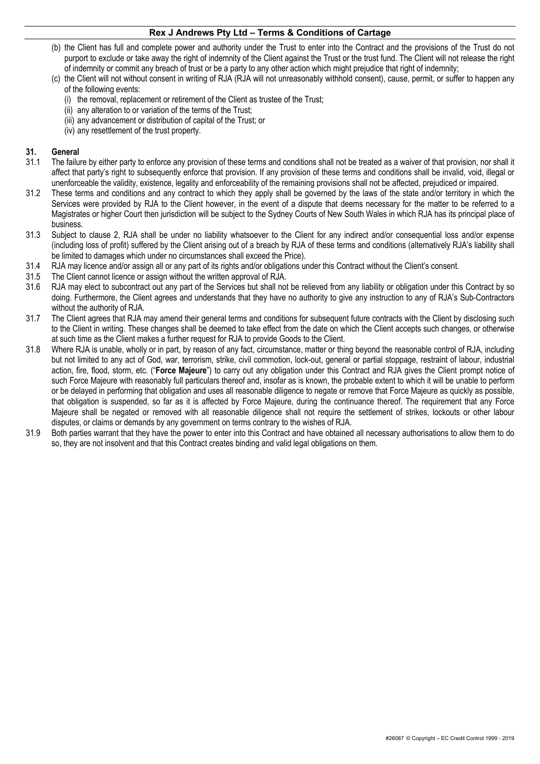(b) the Client has full and complete power and authority under the Trust to enter into the Contract and the provisions of the Trust do not purport to exclude or take away the right of indemnity of the Client against the Trust or the trust fund. The Client will not release the right of indemnity or commit any breach of trust or be a party to any other action which might prejudice that right of indemnity;

(c) the Client will not without consent in writing of RJA (RJA will not unreasonably withhold consent), cause, permit, or suffer to happen any of the following events:

(i) the removal, replacement or retirement of the Client as trustee of the Trust;

(ii) any alteration to or variation of the terms of the Trust;

(iii) any advancement or distribution of capital of the Trust; or

(iv) any resettlement of the trust property.

## 31. General

31.1 The failure by either party to enforce any provision of these terms and conditions shall not be treated as a waiver of that provision, nor shall it affect that party's right to subsequently enforce that provision. If any provision of these terms and conditions shall be invalid, void, illegal or unenforceable the validity, existence, legality and enforceability of the remaining provisions shall not be affected, prejudiced or impaired.

31.2 These terms and conditions and any contract to which they apply shall be governed by the laws of the state and/or territory in which the Services were provided by RJA to the Client however, in the event of a dispute that deems necessary for the matter to be referred to a Magistrates or higher Court then jurisdiction will be subject to the Sydney Courts of New South Wales in which RJA has its principal place of business.

31.3 Subject to clause 2, RJA shall be under no liability whatsoever to the Client for any indirect and/or consequential loss and/or expense (including loss of profit) suffered by the Client arising out of a breach by RJA of these terms and conditions (alternatively RJA's liability shall be limited to damages which under no circumstances shall exceed the Price).

31.4 RJA may licence and/or assign all or any part of its rights and/or obligations under this Contract without the Client's consent.

31.5 The Client cannot licence or assign without the written approval of RJA.

31.6 RJA may elect to subcontract out any part of the Services but shall not be relieved from any liability or obligation under this Contract by so doing. Furthermore, the Client agrees and understands that they have no authority to give any instruction to any of RJA's Sub-Contractors without the authority of RJA.

31.7 The Client agrees that RJA may amend their general terms and conditions for subsequent future contracts with the Client by disclosing such to the Client in writing. These changes shall be deemed to take effect from the date on which the Client accepts such changes, or otherwise at such time as the Client makes a further request for RJA to provide Goods to the Client.

31.8 Where RJA is unable, wholly or in part, by reason of any fact, circumstance, matter or thing beyond the reasonable control of RJA, including but not limited to any act of God, war, terrorism, strike, civil commotion, lock-out, general or partial stoppage, restraint of labour, industrial action, fire, flood, storm, etc. ("**Force Majeure**") to carry out any obligation under this Contract and RJA gives the Client prompt notice of such Force Majeure with reasonably full particulars thereof and, insofar as is known, the probable extent to which it will be unable to perform or be delayed in performing that obligation and uses all reasonable diligence to negate or remove that Force Majeure as quickly as possible, that obligation is suspended, so far as it is affected by Force Majeure, during the continuance thereof. The requirement that any Force Majeure shall be negated or removed with all reasonable diligence shall not require the settlement of strikes, lockouts or other labour disputes, or claims or demands by any government on terms contrary to the wishes of RJA.

31.9 Both parties warrant that they have the power to enter into this Contract and have obtained all necessary authorisations to allow them to do so, they are not insolvent and that this Contract creates binding and valid legal obligations on them.